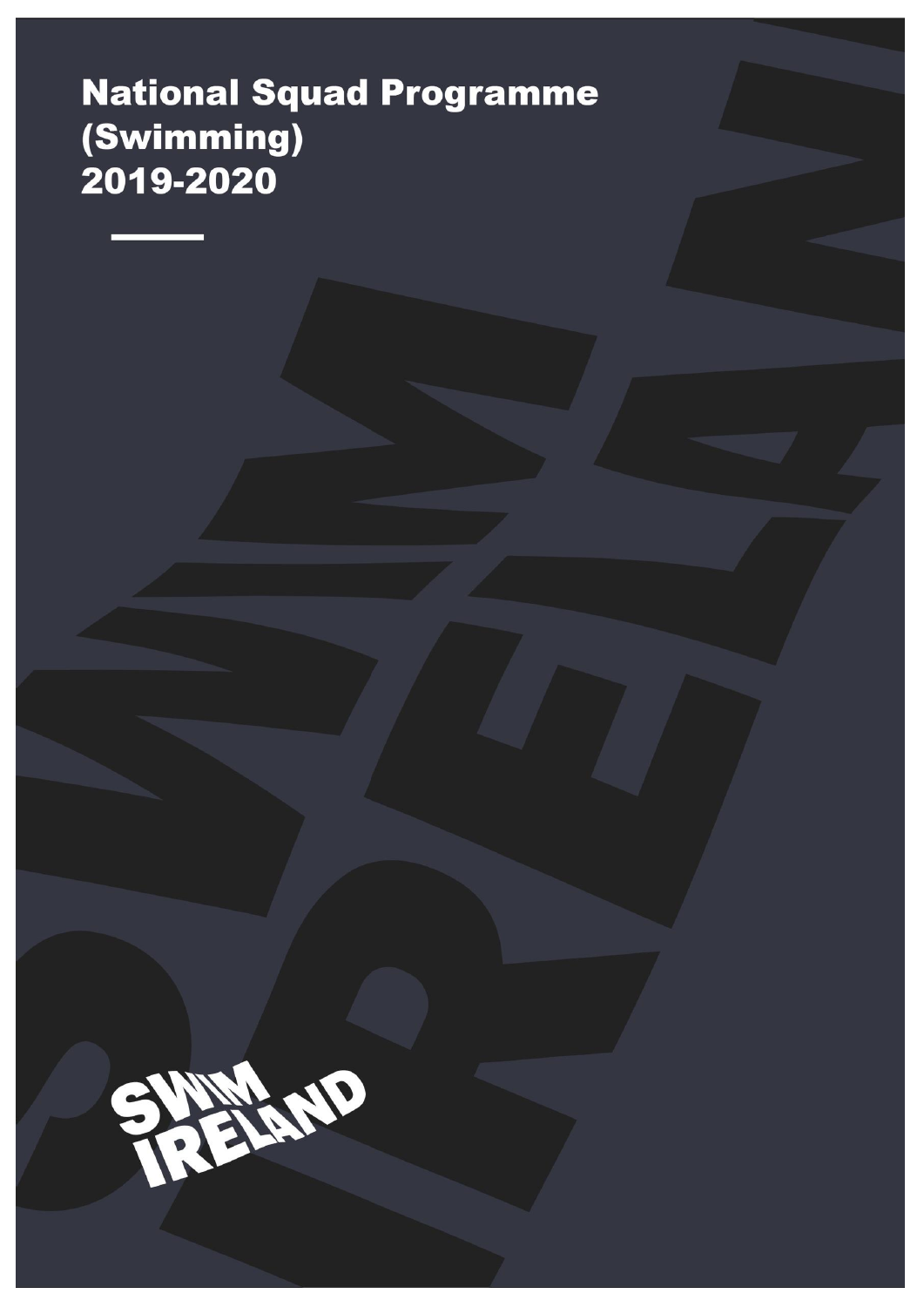# National Squad Programme (Swimming) 2019-2020

SWIM IRELAND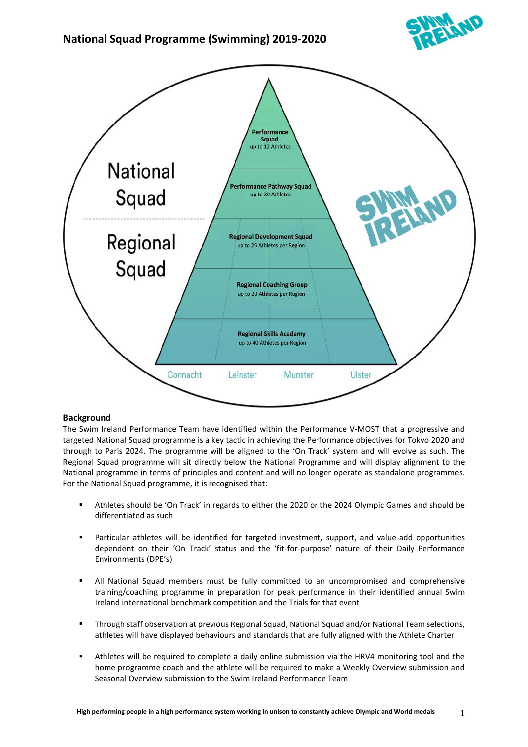# National Squad Programme (Swimming) 2019-2020

National Squad

Regional Squad

Performance Squad
up to 12 Athletes

Performance Pathway Squad
up to 30 Athletes

Regional Development Squad
up to 26 Athletes per Region

Regional Coaching Group
up to 20 Athletes per Region

Regional Skills Acadamy
up to 40 Athletes per Region

Connacht Leinster Munster Ulster

## Background

The Swim Ireland Performance Team have identified within the Performance V-MOST that a progressive and targeted National Squad programme is a key tactic in achieving the Performance objectives for Tokyo 2020 and through to Paris 2024. The programme will be aligned to the 'On Track' system and will evolve as such. The Regional Squad programme will sit directly below the National Programme and will display alignment to the National programme in terms of principles and content and will no longer operate as standalone programmes. For the National Squad programme, it is recognised that:

- Athletes should be 'On Track' in regards to either the 2020 or the 2024 Olympic Games and should be differentiated as such
- Particular athletes will be identified for targeted investment, support, and value-add opportunities dependent on their 'On Track' status and the 'fit-for-purpose' nature of their Daily Performance Environments (DPE's)
- All National Squad members must be fully committed to an uncompromised and comprehensive training/coaching programme in preparation for peak performance in their identified annual Swim Ireland international benchmark competition and the Trials for that event
- Through staff observation at previous Regional Squad, National Squad and/or National Team selections, athletes will have displayed behaviours and standards that are fully aligned with the Athlete Charter
- Athletes will be required to complete a daily online submission via the HRV4 monitoring tool and the home programme coach and the athlete will be required to make a Weekly Overview submission and Seasonal Overview submission to the Swim Ireland Performance Team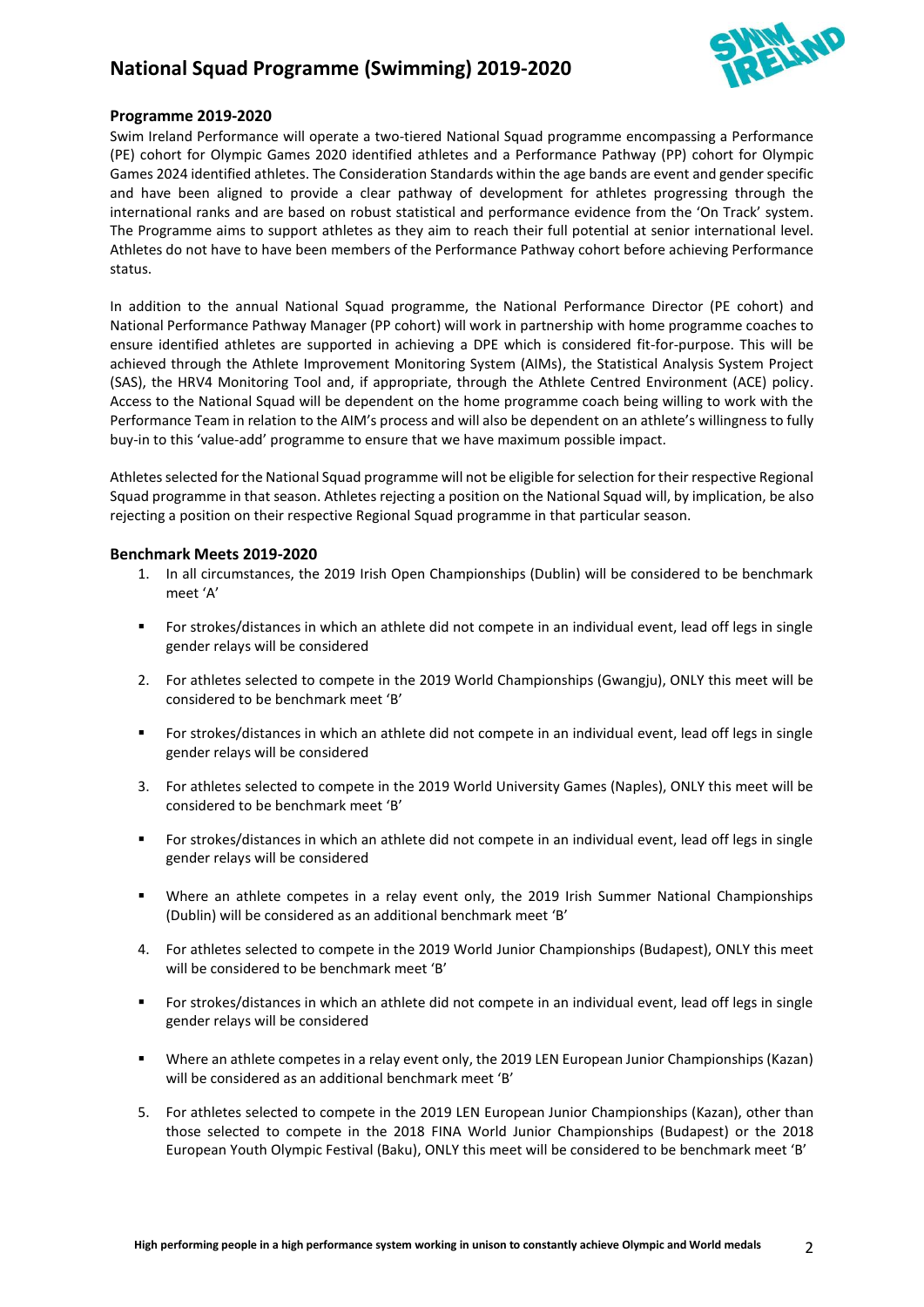### Programme 2019-2020

Swim Ireland Performance will operate a two-tiered National Squad programme encompassing a Performance (PE) cohort for Olympic Games 2020 identified athletes and a Performance Pathway (PP) cohort for Olympic Games 2024 identified athletes. The Consideration Standards within the age bands are event and gender specific and have been aligned to provide a clear pathway of development for athletes progressing through the international ranks and are based on robust statistical and performance evidence from the 'On Track' system. The Programme aims to support athletes as they aim to reach their full potential at senior international level. Athletes do not have to have been members of the Performance Pathway cohort before achieving Performance status.

In addition to the annual National Squad programme, the National Performance Director (PE cohort) and National Performance Pathway Manager (PP cohort) will work in partnership with home programme coaches to ensure identified athletes are supported in achieving a DPE which is considered fit-for-purpose. This will be achieved through the Athlete Improvement Monitoring System (AIMs), the Statistical Analysis System Project (SAS), the HRV4 Monitoring Tool and, if appropriate, through the Athlete Centred Environment (ACE) policy. Access to the National Squad will be dependent on the home programme coach being willing to work with the Performance Team in relation to the AIM's process and will also be dependent on an athlete's willingness to fully buy-in to this 'value-add' programme to ensure that we have maximum possible impact.

Athletes selected for the National Squad programme will not be eligible for selection for their respective Regional Squad programme in that season. Athletes rejecting a position on the National Squad will, by implication, be also rejecting a position on their respective Regional Squad programme in that particular season.

### Benchmark Meets 2019-2020

1. In all circumstances, the 2019 Irish Open Championships (Dublin) will be considered to be benchmark meet 'A'
   - For strokes/distances in which an athlete did not compete in an individual event, lead off legs in single gender relays will be considered
2. For athletes selected to compete in the 2019 World Championships (Gwangju), ONLY this meet will be considered to be benchmark meet 'B'
   - For strokes/distances in which an athlete did not compete in an individual event, lead off legs in single gender relays will be considered
3. For athletes selected to compete in the 2019 World University Games (Naples), ONLY this meet will be considered to be benchmark meet 'B'
   - For strokes/distances in which an athlete did not compete in an individual event, lead off legs in single gender relays will be considered
   - Where an athlete competes in a relay event only, the 2019 Irish Summer National Championships (Dublin) will be considered as an additional benchmark meet 'B'
4. For athletes selected to compete in the 2019 World Junior Championships (Budapest), ONLY this meet will be considered to be benchmark meet 'B'
   - For strokes/distances in which an athlete did not compete in an individual event, lead off legs in single gender relays will be considered
   - Where an athlete competes in a relay event only, the 2019 LEN European Junior Championships (Kazan) will be considered as an additional benchmark meet 'B'
5. For athletes selected to compete in the 2019 LEN European Junior Championships (Kazan), other than those selected to compete in the 2018 FINA World Junior Championships (Budapest) or the 2018 European Youth Olympic Festival (Baku), ONLY this meet will be considered to be benchmark meet 'B'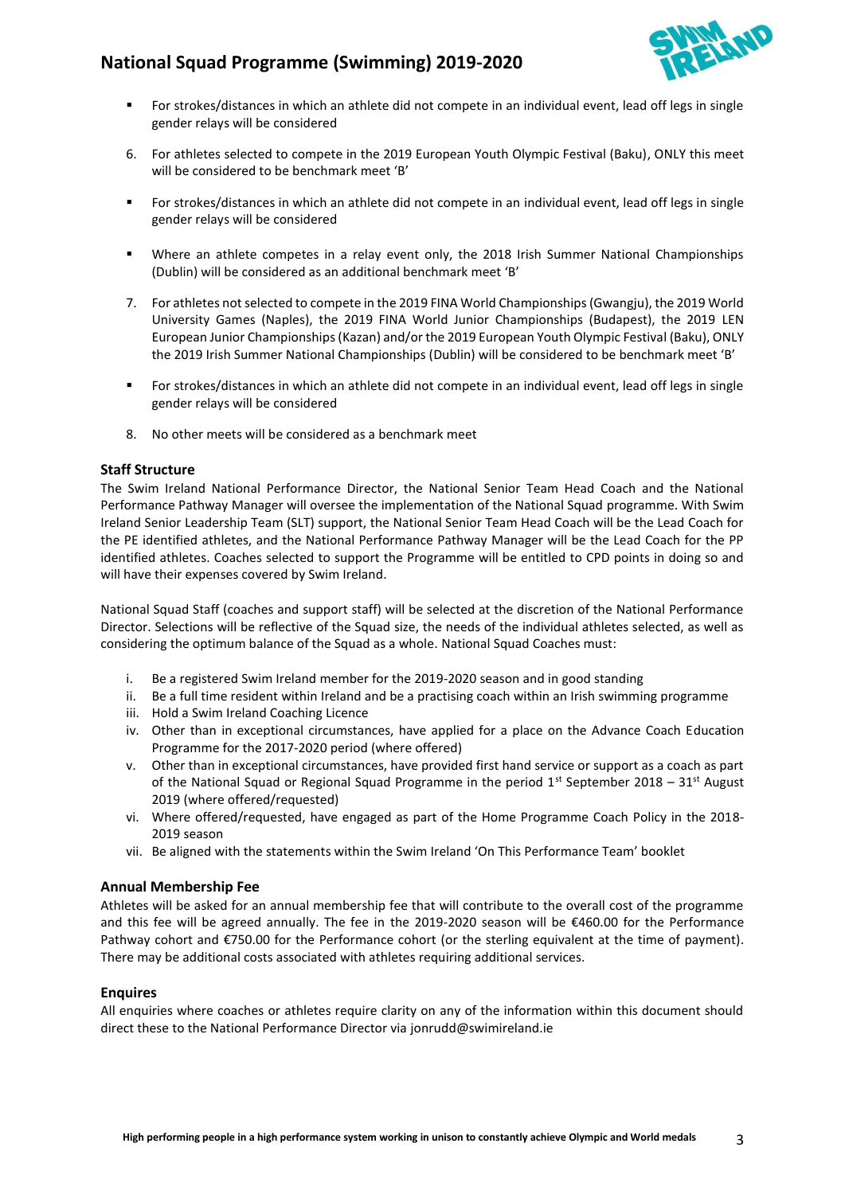- For strokes/distances in which an athlete did not compete in an individual event, lead off legs in single gender relays will be considered

6. For athletes selected to compete in the 2019 European Youth Olympic Festival (Baku), ONLY this meet will be considered to be benchmark meet 'B'

- For strokes/distances in which an athlete did not compete in an individual event, lead off legs in single gender relays will be considered
- Where an athlete competes in a relay event only, the 2018 Irish Summer National Championships (Dublin) will be considered as an additional benchmark meet 'B'

7. For athletes not selected to compete in the 2019 FINA World Championships (Gwangju), the 2019 World University Games (Naples), the 2019 FINA World Junior Championships (Budapest), the 2019 LEN European Junior Championships (Kazan) and/or the 2019 European Youth Olympic Festival (Baku), ONLY the 2019 Irish Summer National Championships (Dublin) will be considered to be benchmark meet 'B'

- For strokes/distances in which an athlete did not compete in an individual event, lead off legs in single gender relays will be considered

8. No other meets will be considered as a benchmark meet

### Staff Structure

The Swim Ireland National Performance Director, the National Senior Team Head Coach and the National Performance Pathway Manager will oversee the implementation of the National Squad programme. With Swim Ireland Senior Leadership Team (SLT) support, the National Senior Team Head Coach will be the Lead Coach for the PE identified athletes, and the National Performance Pathway Manager will be the Lead Coach for the PP identified athletes. Coaches selected to support the Programme will be entitled to CPD points in doing so and will have their expenses covered by Swim Ireland.

National Squad Staff (coaches and support staff) will be selected at the discretion of the National Performance Director. Selections will be reflective of the Squad size, the needs of the individual athletes selected, as well as considering the optimum balance of the Squad as a whole. National Squad Coaches must:

i. Be a registered Swim Ireland member for the 2019-2020 season and in good standing
ii. Be a full time resident within Ireland and be a practising coach within an Irish swimming programme
iii. Hold a Swim Ireland Coaching Licence
iv. Other than in exceptional circumstances, have applied for a place on the Advance Coach Education Programme for the 2017-2020 period (where offered)
v. Other than in exceptional circumstances, have provided first hand service or support as a coach as part of the National Squad or Regional Squad Programme in the period 1st September 2018 – 31st August 2019 (where offered/requested)
vi. Where offered/requested, have engaged as part of the Home Programme Coach Policy in the 2018-2019 season
vii. Be aligned with the statements within the Swim Ireland 'On This Performance Team' booklet

### Annual Membership Fee

Athletes will be asked for an annual membership fee that will contribute to the overall cost of the programme and this fee will be agreed annually. The fee in the 2019-2020 season will be €460.00 for the Performance Pathway cohort and €750.00 for the Performance cohort (or the sterling equivalent at the time of payment). There may be additional costs associated with athletes requiring additional services.

### Enquires

All enquiries where coaches or athletes require clarity on any of the information within this document should direct these to the National Performance Director via jonrudd@swimireland.ie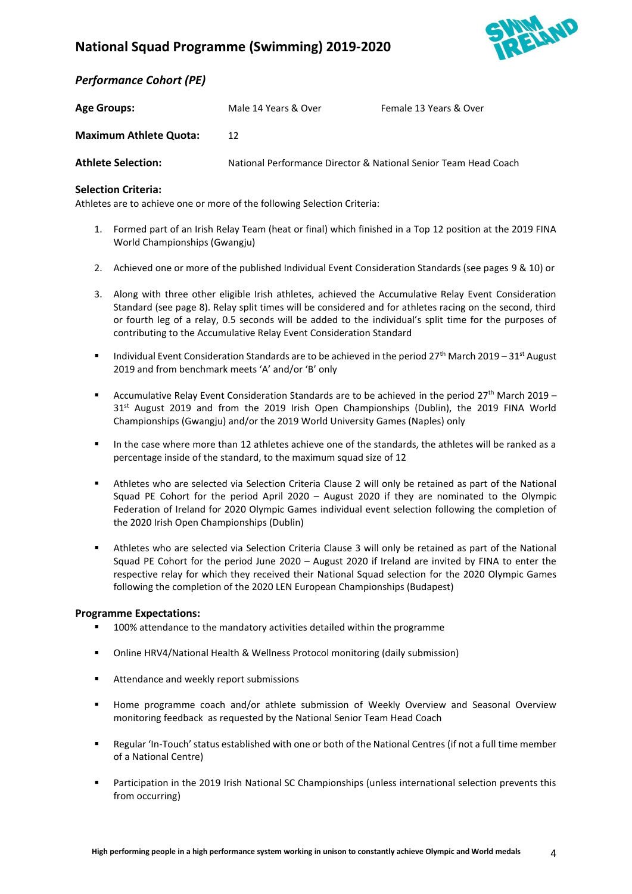# National Squad Programme (Swimming) 2019-2020

## *Performance Cohort (PE)*

| | | |
|---|---|---|
| **Age Groups:** | Male 14 Years & Over | Female 13 Years & Over |
| **Maximum Athlete Quota:** | 12 | |
| **Athlete Selection:** | National Performance Director & National Senior Team Head Coach | |

### Selection Criteria:

Athletes are to achieve one or more of the following Selection Criteria:

1. Formed part of an Irish Relay Team (heat or final) which finished in a Top 12 position at the 2019 FINA World Championships (Gwangju)

2. Achieved one or more of the published Individual Event Consideration Standards (see pages 9 & 10) or

3. Along with three other eligible Irish athletes, achieved the Accumulative Relay Event Consideration Standard (see page 8). Relay split times will be considered and for athletes racing on the second, third or fourth leg of a relay, 0.5 seconds will be added to the individual's split time for the purposes of contributing to the Accumulative Relay Event Consideration Standard

- Individual Event Consideration Standards are to be achieved in the period 27th March 2019 – 31st August 2019 and from benchmark meets 'A' and/or 'B' only

- Accumulative Relay Event Consideration Standards are to be achieved in the period 27th March 2019 – 31st August 2019 and from the 2019 Irish Open Championships (Dublin), the 2019 FINA World Championships (Gwangju) and/or the 2019 World University Games (Naples) only

- In the case where more than 12 athletes achieve one of the standards, the athletes will be ranked as a percentage inside of the standard, to the maximum squad size of 12

- Athletes who are selected via Selection Criteria Clause 2 will only be retained as part of the National Squad PE Cohort for the period April 2020 – August 2020 if they are nominated to the Olympic Federation of Ireland for 2020 Olympic Games individual event selection following the completion of the 2020 Irish Open Championships (Dublin)

- Athletes who are selected via Selection Criteria Clause 3 will only be retained as part of the National Squad PE Cohort for the period June 2020 – August 2020 if Ireland are invited by FINA to enter the respective relay for which they received their National Squad selection for the 2020 Olympic Games following the completion of the 2020 LEN European Championships (Budapest)

### Programme Expectations:

- 100% attendance to the mandatory activities detailed within the programme

- Online HRV4/National Health & Wellness Protocol monitoring (daily submission)

- Attendance and weekly report submissions

- Home programme coach and/or athlete submission of Weekly Overview and Seasonal Overview monitoring feedback as requested by the National Senior Team Head Coach

- Regular 'In-Touch' status established with one or both of the National Centres (if not a full time member of a National Centre)

- Participation in the 2019 Irish National SC Championships (unless international selection prevents this from occurring)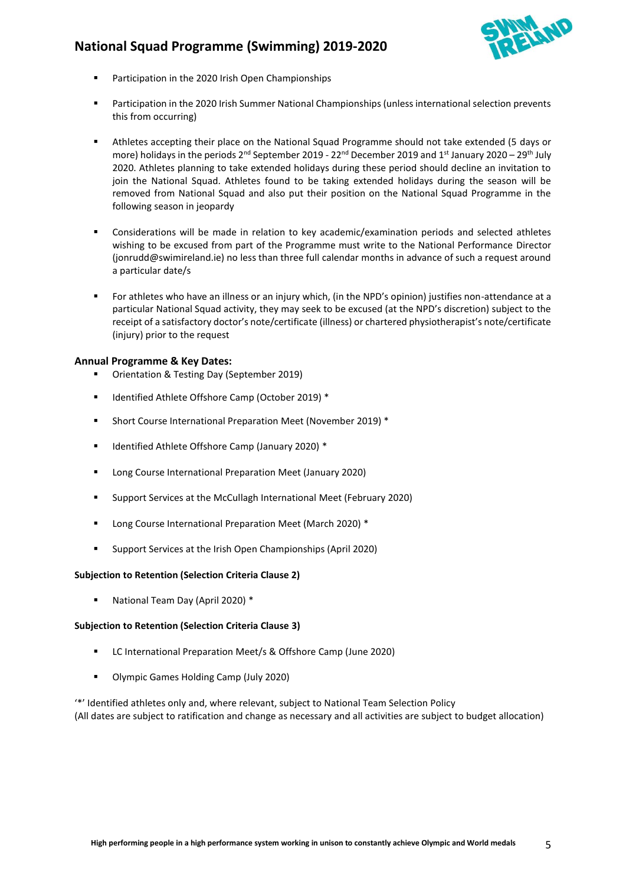- Participation in the 2020 Irish Open Championships

- Participation in the 2020 Irish Summer National Championships (unless international selection prevents this from occurring)

- Athletes accepting their place on the National Squad Programme should not take extended (5 days or more) holidays in the periods 2nd September 2019 - 22nd December 2019 and 1st January 2020 – 29th July 2020. Athletes planning to take extended holidays during these period should decline an invitation to join the National Squad. Athletes found to be taking extended holidays during the season will be removed from National Squad and also put their position on the National Squad Programme in the following season in jeopardy

- Considerations will be made in relation to key academic/examination periods and selected athletes wishing to be excused from part of the Programme must write to the National Performance Director (jonrudd@swimireland.ie) no less than three full calendar months in advance of such a request around a particular date/s

- For athletes who have an illness or an injury which, (in the NPD's opinion) justifies non-attendance at a particular National Squad activity, they may seek to be excused (at the NPD's discretion) subject to the receipt of a satisfactory doctor's note/certificate (illness) or chartered physiotherapist's note/certificate (injury) prior to the request

### Annual Programme & Key Dates:

- Orientation & Testing Day (September 2019)
- Identified Athlete Offshore Camp (October 2019) *
- Short Course International Preparation Meet (November 2019) *
- Identified Athlete Offshore Camp (January 2020) *
- Long Course International Preparation Meet (January 2020)
- Support Services at the McCullagh International Meet (February 2020)
- Long Course International Preparation Meet (March 2020) *
- Support Services at the Irish Open Championships (April 2020)

**Subjection to Retention (Selection Criteria Clause 2)**

- National Team Day (April 2020) *

**Subjection to Retention (Selection Criteria Clause 3)**

- LC International Preparation Meet/s & Offshore Camp (June 2020)
- Olympic Games Holding Camp (July 2020)

'*' Identified athletes only and, where relevant, subject to National Team Selection Policy
(All dates are subject to ratification and change as necessary and all activities are subject to budget allocation)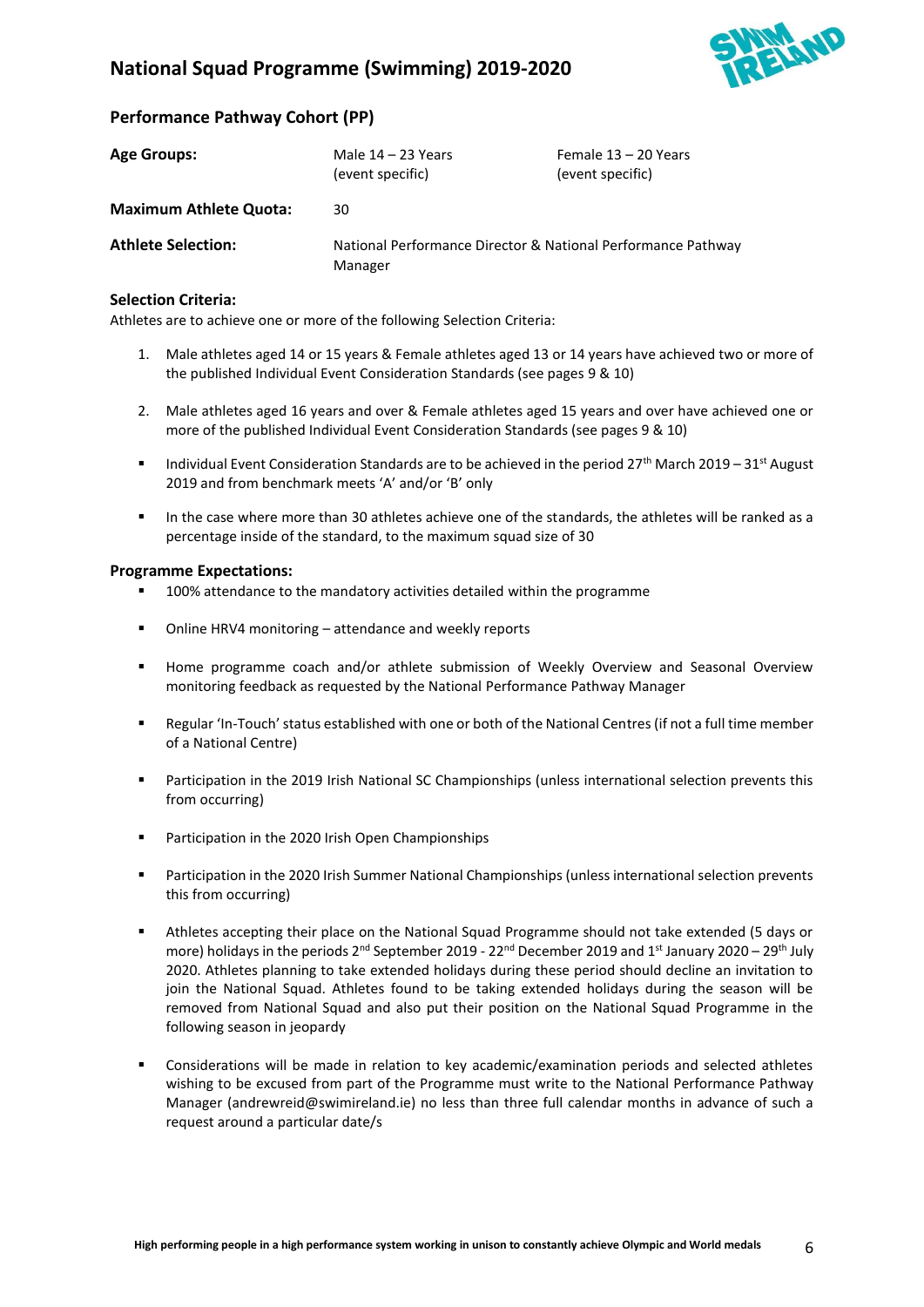# National Squad Programme (Swimming) 2019-2020

## Performance Pathway Cohort (PP)

| | | |
|---|---|---|
| **Age Groups:** | Male 14 – 23 Years (event specific) | Female 13 – 20 Years (event specific) |
| **Maximum Athlete Quota:** | 30 | |
| **Athlete Selection:** | National Performance Director & National Performance Pathway Manager | |

### Selection Criteria:

Athletes are to achieve one or more of the following Selection Criteria:

1. Male athletes aged 14 or 15 years & Female athletes aged 13 or 14 years have achieved two or more of the published Individual Event Consideration Standards (see pages 9 & 10)

2. Male athletes aged 16 years and over & Female athletes aged 15 years and over have achieved one or more of the published Individual Event Consideration Standards (see pages 9 & 10)

- Individual Event Consideration Standards are to be achieved in the period 27th March 2019 – 31st August 2019 and from benchmark meets 'A' and/or 'B' only

- In the case where more than 30 athletes achieve one of the standards, the athletes will be ranked as a percentage inside of the standard, to the maximum squad size of 30

### Programme Expectations:

- 100% attendance to the mandatory activities detailed within the programme

- Online HRV4 monitoring – attendance and weekly reports

- Home programme coach and/or athlete submission of Weekly Overview and Seasonal Overview monitoring feedback as requested by the National Performance Pathway Manager

- Regular 'In-Touch' status established with one or both of the National Centres (if not a full time member of a National Centre)

- Participation in the 2019 Irish National SC Championships (unless international selection prevents this from occurring)

- Participation in the 2020 Irish Open Championships

- Participation in the 2020 Irish Summer National Championships (unless international selection prevents this from occurring)

- Athletes accepting their place on the National Squad Programme should not take extended (5 days or more) holidays in the periods 2nd September 2019 - 22nd December 2019 and 1st January 2020 – 29th July 2020. Athletes planning to take extended holidays during these period should decline an invitation to join the National Squad. Athletes found to be taking extended holidays during the season will be removed from National Squad and also put their position on the National Squad Programme in the following season in jeopardy

- Considerations will be made in relation to key academic/examination periods and selected athletes wishing to be excused from part of the Programme must write to the National Performance Pathway Manager (andrewreid@swimireland.ie) no less than three full calendar months in advance of such a request around a particular date/s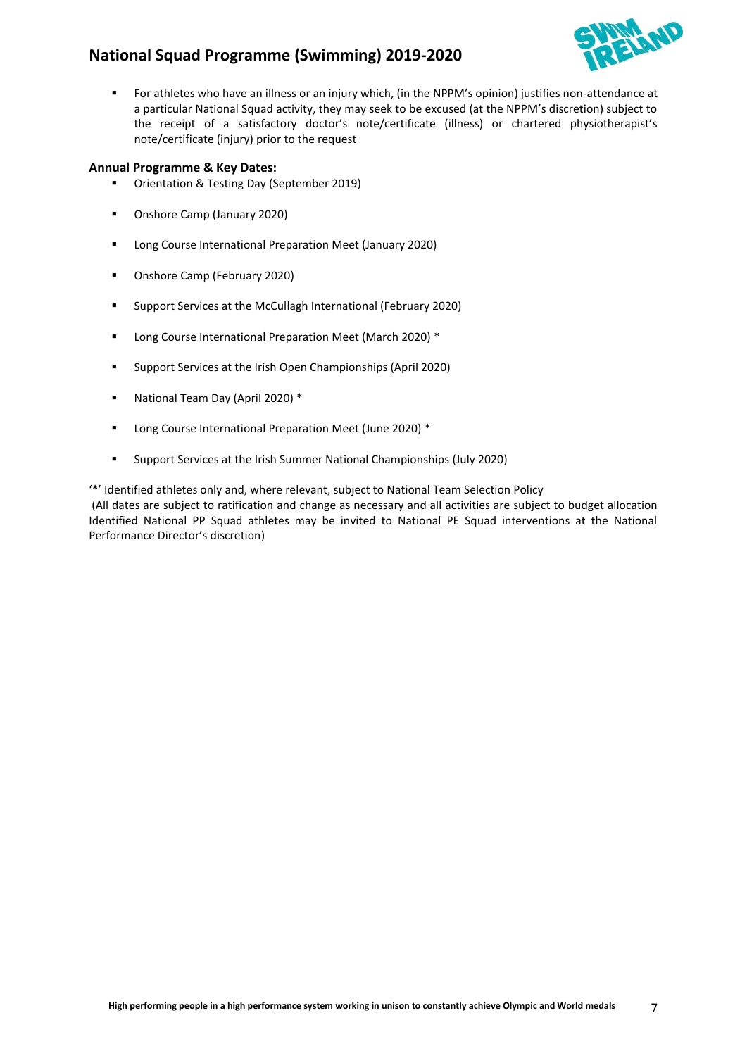- For athletes who have an illness or an injury which, (in the NPPM's opinion) justifies non-attendance at a particular National Squad activity, they may seek to be excused (at the NPPM's discretion) subject to the receipt of a satisfactory doctor's note/certificate (illness) or chartered physiotherapist's note/certificate (injury) prior to the request

**Annual Programme & Key Dates:**

- Orientation & Testing Day (September 2019)
- Onshore Camp (January 2020)
- Long Course International Preparation Meet (January 2020)
- Onshore Camp (February 2020)
- Support Services at the McCullagh International (February 2020)
- Long Course International Preparation Meet (March 2020) *
- Support Services at the Irish Open Championships (April 2020)
- National Team Day (April 2020) *
- Long Course International Preparation Meet (June 2020) *
- Support Services at the Irish Summer National Championships (July 2020)

'*' Identified athletes only and, where relevant, subject to National Team Selection Policy
(All dates are subject to ratification and change as necessary and all activities are subject to budget allocation Identified National PP Squad athletes may be invited to National PE Squad interventions at the National Performance Director's discretion)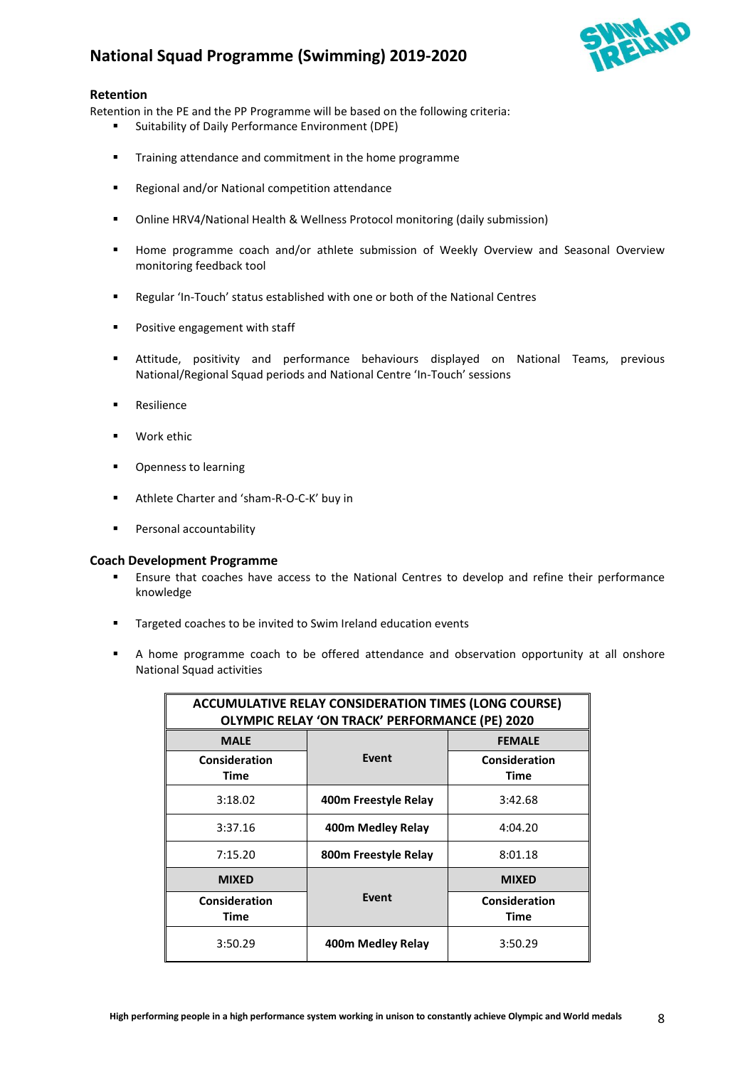### Retention

Retention in the PE and the PP Programme will be based on the following criteria:

- Suitability of Daily Performance Environment (DPE)
- Training attendance and commitment in the home programme
- Regional and/or National competition attendance
- Online HRV4/National Health & Wellness Protocol monitoring (daily submission)
- Home programme coach and/or athlete submission of Weekly Overview and Seasonal Overview monitoring feedback tool
- Regular 'In-Touch' status established with one or both of the National Centres
- Positive engagement with staff
- Attitude, positivity and performance behaviours displayed on National Teams, previous National/Regional Squad periods and National Centre 'In-Touch' sessions
- Resilience
- Work ethic
- Openness to learning
- Athlete Charter and 'sham-R-O-C-K' buy in
- Personal accountability

### Coach Development Programme

- Ensure that coaches have access to the National Centres to develop and refine their performance knowledge
- Targeted coaches to be invited to Swim Ireland education events
- A home programme coach to be offered attendance and observation opportunity at all onshore National Squad activities

| ACCUMULATIVE RELAY CONSIDERATION TIMES (LONG COURSE) OLYMPIC RELAY 'ON TRACK' PERFORMANCE (PE) 2020 | | |
|---|---|---|
| **MALE** | | **FEMALE** |
| **Consideration Time** | **Event** | **Consideration Time** |
| 3:18.02 | **400m Freestyle Relay** | 3:42.68 |
| 3:37.16 | **400m Medley Relay** | 4:04.20 |
| 7:15.20 | **800m Freestyle Relay** | 8:01.18 |
| **MIXED** | | **MIXED** |
| **Consideration Time** | **Event** | **Consideration Time** |
| 3:50.29 | **400m Medley Relay** | 3:50.29 |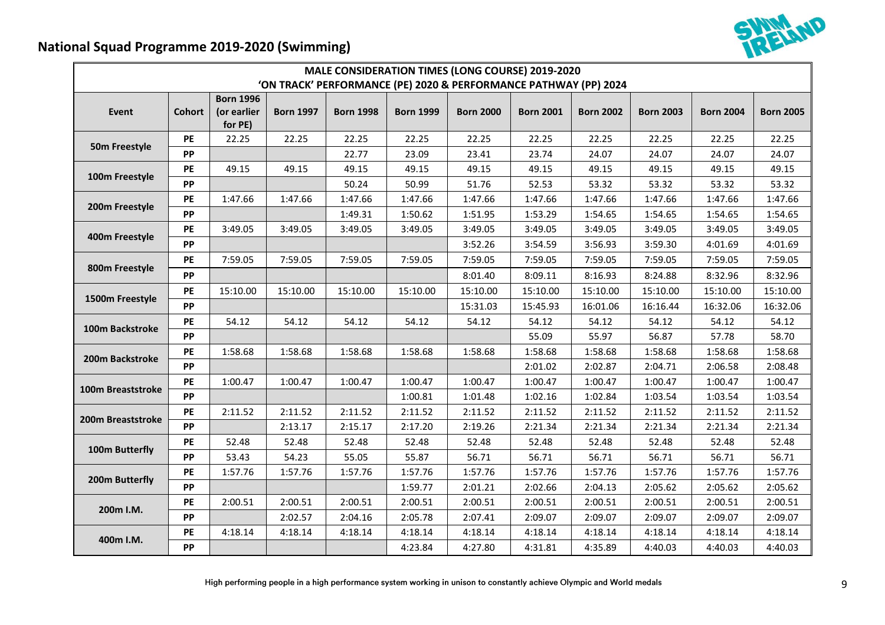## National Squad Programme 2019-2020 (Swimming)

| MALE CONSIDERATION TIMES (LONG COURSE) 2019-2020 'ON TRACK' PERFORMANCE (PE) 2020 & PERFORMANCE PATHWAY (PP) 2024 | | | | | | | | | | | |
|---|---|---|---|---|---|---|---|---|---|---|---|
| Event | Cohort | Born 1996 (or earlier for PE) | Born 1997 | Born 1998 | Born 1999 | Born 2000 | Born 2001 | Born 2002 | Born 2003 | Born 2004 | Born 2005 |
| 50m Freestyle | PE | 22.25 | 22.25 | 22.25 | 22.25 | 22.25 | 22.25 | 22.25 | 22.25 | 22.25 | 22.25 |
| | PP | | | 22.77 | 23.09 | 23.41 | 23.74 | 24.07 | 24.07 | 24.07 | 24.07 |
| 100m Freestyle | PE | 49.15 | 49.15 | 49.15 | 49.15 | 49.15 | 49.15 | 49.15 | 49.15 | 49.15 | 49.15 |
| | PP | | | 50.24 | 50.99 | 51.76 | 52.53 | 53.32 | 53.32 | 53.32 | 53.32 |
| 200m Freestyle | PE | 1:47.66 | 1:47.66 | 1:47.66 | 1:47.66 | 1:47.66 | 1:47.66 | 1:47.66 | 1:47.66 | 1:47.66 | 1:47.66 |
| | PP | | | 1:49.31 | 1:50.62 | 1:51.95 | 1:53.29 | 1:54.65 | 1:54.65 | 1:54.65 | 1:54.65 |
| 400m Freestyle | PE | 3:49.05 | 3:49.05 | 3:49.05 | 3:49.05 | 3:49.05 | 3:49.05 | 3:49.05 | 3:49.05 | 3:49.05 | 3:49.05 |
| | PP | | | | | 3:52.26 | 3:54.59 | 3:56.93 | 3:59.30 | 4:01.69 | 4:01.69 |
| 800m Freestyle | PE | 7:59.05 | 7:59.05 | 7:59.05 | 7:59.05 | 7:59.05 | 7:59.05 | 7:59.05 | 7:59.05 | 7:59.05 | 7:59.05 |
| | PP | | | | | 8:01.40 | 8:09.11 | 8:16.93 | 8:24.88 | 8:32.96 | 8:32.96 |
| 1500m Freestyle | PE | 15:10.00 | 15:10.00 | 15:10.00 | 15:10.00 | 15:10.00 | 15:10.00 | 15:10.00 | 15:10.00 | 15:10.00 | 15:10.00 |
| | PP | | | | | 15:31.03 | 15:45.93 | 16:01.06 | 16:16.44 | 16:32.06 | 16:32.06 |
| 100m Backstroke | PE | 54.12 | 54.12 | 54.12 | 54.12 | 54.12 | 54.12 | 54.12 | 54.12 | 54.12 | 54.12 |
| | PP | | | | | | 55.09 | 55.97 | 56.87 | 57.78 | 58.70 |
| 200m Backstroke | PE | 1:58.68 | 1:58.68 | 1:58.68 | 1:58.68 | 1:58.68 | 1:58.68 | 1:58.68 | 1:58.68 | 1:58.68 | 1:58.68 |
| | PP | | | | | | 2:01.02 | 2:02.87 | 2:04.71 | 2:06.58 | 2:08.48 |
| 100m Breaststroke | PE | 1:00.47 | 1:00.47 | 1:00.47 | 1:00.47 | 1:00.47 | 1:00.47 | 1:00.47 | 1:00.47 | 1:00.47 | 1:00.47 |
| | PP | | | | 1:00.81 | 1:01.48 | 1:02.16 | 1:02.84 | 1:03.54 | 1:03.54 | 1:03.54 |
| 200m Breaststroke | PE | 2:11.52 | 2:11.52 | 2:11.52 | 2:11.52 | 2:11.52 | 2:11.52 | 2:11.52 | 2:11.52 | 2:11.52 | 2:11.52 |
| | PP | | 2:13.17 | 2:15.17 | 2:17.20 | 2:19.26 | 2:21.34 | 2:21.34 | 2:21.34 | 2:21.34 | 2:21.34 |
| 100m Butterfly | PE | 52.48 | 52.48 | 52.48 | 52.48 | 52.48 | 52.48 | 52.48 | 52.48 | 52.48 | 52.48 |
| | PP | 53.43 | 54.23 | 55.05 | 55.87 | 56.71 | 56.71 | 56.71 | 56.71 | 56.71 | 56.71 |
| 200m Butterfly | PE | 1:57.76 | 1:57.76 | 1:57.76 | 1:57.76 | 1:57.76 | 1:57.76 | 1:57.76 | 1:57.76 | 1:57.76 | 1:57.76 |
| | PP | | | | 1:59.77 | 2:01.21 | 2:02.66 | 2:04.13 | 2:05.62 | 2:05.62 | 2:05.62 |
| 200m I.M. | PE | 2:00.51 | 2:00.51 | 2:00.51 | 2:00.51 | 2:00.51 | 2:00.51 | 2:00.51 | 2:00.51 | 2:00.51 | 2:00.51 |
| | PP | | 2:02.57 | 2:04.16 | 2:05.78 | 2:07.41 | 2:09.07 | 2:09.07 | 2:09.07 | 2:09.07 | 2:09.07 |
| 400m I.M. | PE | 4:18.14 | 4:18.14 | 4:18.14 | 4:18.14 | 4:18.14 | 4:18.14 | 4:18.14 | 4:18.14 | 4:18.14 | 4:18.14 |
| | PP | | | | 4:23.84 | 4:27.80 | 4:31.81 | 4:35.89 | 4:40.03 | 4:40.03 | 4:40.03 |

High performing people in a high performance system working in unison to constantly achieve Olympic and World medals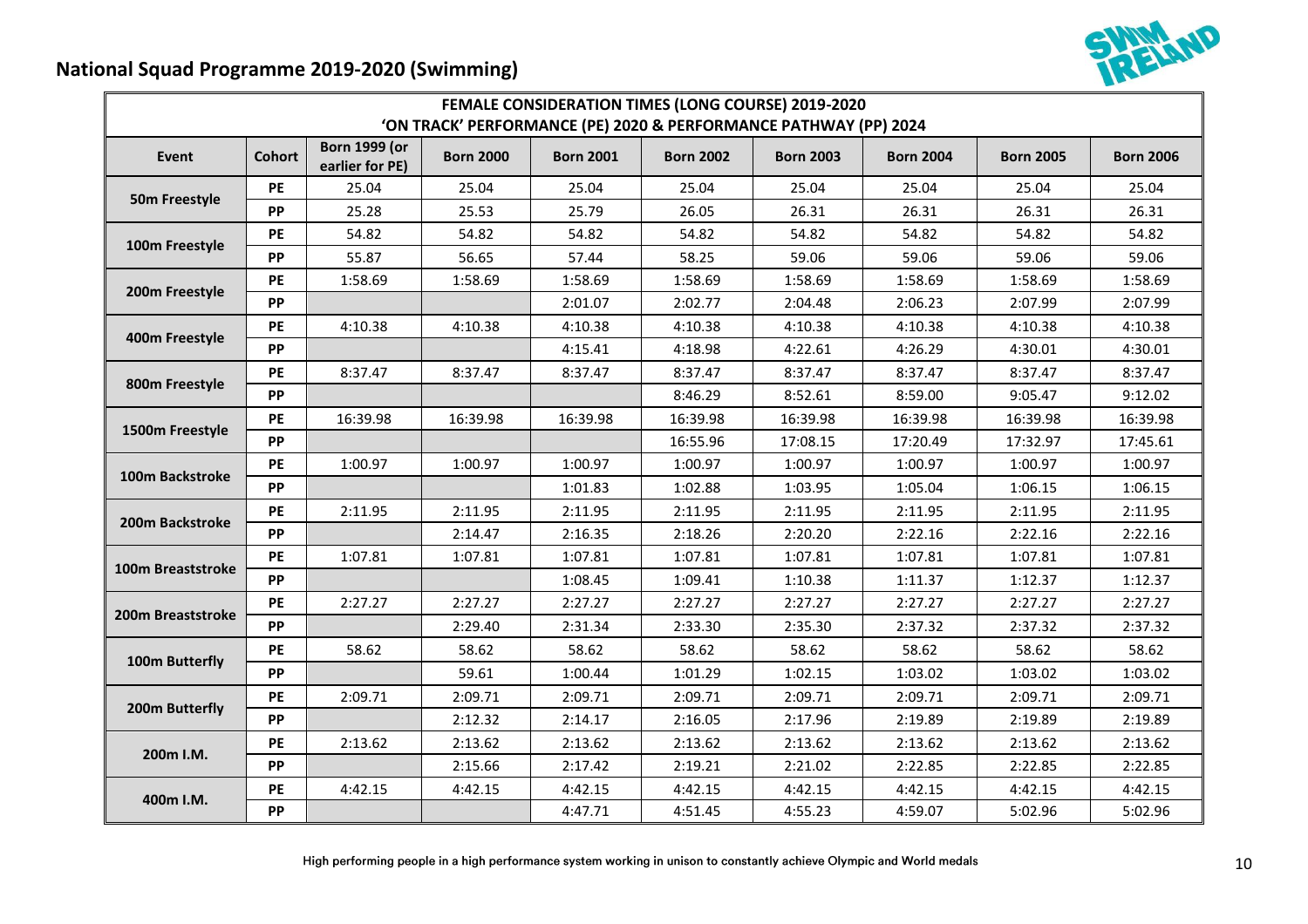## National Squad Programme 2019-2020 (Swimming)

| FEMALE CONSIDERATION TIMES (LONG COURSE) 2019-2020 'ON TRACK' PERFORMANCE (PE) 2020 & PERFORMANCE PATHWAY (PP) 2024 | | | | | | | | | |
|---|---|---|---|---|---|---|---|---|---|
| **Event** | **Cohort** | **Born 1999 (or earlier for PE)** | **Born 2000** | **Born 2001** | **Born 2002** | **Born 2003** | **Born 2004** | **Born 2005** | **Born 2006** |
| **50m Freestyle** | **PE** | 25.04 | 25.04 | 25.04 | 25.04 | 25.04 | 25.04 | 25.04 | 25.04 |
| | **PP** | 25.28 | 25.53 | 25.79 | 26.05 | 26.31 | 26.31 | 26.31 | 26.31 |
| **100m Freestyle** | **PE** | 54.82 | 54.82 | 54.82 | 54.82 | 54.82 | 54.82 | 54.82 | 54.82 |
| | **PP** | 55.87 | 56.65 | 57.44 | 58.25 | 59.06 | 59.06 | 59.06 | 59.06 |
| **200m Freestyle** | **PE** | 1:58.69 | 1:58.69 | 1:58.69 | 1:58.69 | 1:58.69 | 1:58.69 | 1:58.69 | 1:58.69 |
| | **PP** | | | 2:01.07 | 2:02.77 | 2:04.48 | 2:06.23 | 2:07.99 | 2:07.99 |
| **400m Freestyle** | **PE** | 4:10.38 | 4:10.38 | 4:10.38 | 4:10.38 | 4:10.38 | 4:10.38 | 4:10.38 | 4:10.38 |
| | **PP** | | | 4:15.41 | 4:18.98 | 4:22.61 | 4:26.29 | 4:30.01 | 4:30.01 |
| **800m Freestyle** | **PE** | 8:37.47 | 8:37.47 | 8:37.47 | 8:37.47 | 8:37.47 | 8:37.47 | 8:37.47 | 8:37.47 |
| | **PP** | | | | 8:46.29 | 8:52.61 | 8:59.00 | 9:05.47 | 9:12.02 |
| **1500m Freestyle** | **PE** | 16:39.98 | 16:39.98 | 16:39.98 | 16:39.98 | 16:39.98 | 16:39.98 | 16:39.98 | 16:39.98 |
| | **PP** | | | | 16:55.96 | 17:08.15 | 17:20.49 | 17:32.97 | 17:45.61 |
| **100m Backstroke** | **PE** | 1:00.97 | 1:00.97 | 1:00.97 | 1:00.97 | 1:00.97 | 1:00.97 | 1:00.97 | 1:00.97 |
| | **PP** | | | 1:01.83 | 1:02.88 | 1:03.95 | 1:05.04 | 1:06.15 | 1:06.15 |
| **200m Backstroke** | **PE** | 2:11.95 | 2:11.95 | 2:11.95 | 2:11.95 | 2:11.95 | 2:11.95 | 2:11.95 | 2:11.95 |
| | **PP** | | 2:14.47 | 2:16.35 | 2:18.26 | 2:20.20 | 2:22.16 | 2:22.16 | 2:22.16 |
| **100m Breaststroke** | **PE** | 1:07.81 | 1:07.81 | 1:07.81 | 1:07.81 | 1:07.81 | 1:07.81 | 1:07.81 | 1:07.81 |
| | **PP** | | | 1:08.45 | 1:09.41 | 1:10.38 | 1:11.37 | 1:12.37 | 1:12.37 |
| **200m Breaststroke** | **PE** | 2:27.27 | 2:27.27 | 2:27.27 | 2:27.27 | 2:27.27 | 2:27.27 | 2:27.27 | 2:27.27 |
| | **PP** | | 2:29.40 | 2:31.34 | 2:33.30 | 2:35.30 | 2:37.32 | 2:37.32 | 2:37.32 |
| **100m Butterfly** | **PE** | 58.62 | 58.62 | 58.62 | 58.62 | 58.62 | 58.62 | 58.62 | 58.62 |
| | **PP** | | 59.61 | 1:00.44 | 1:01.29 | 1:02.15 | 1:03.02 | 1:03.02 | 1:03.02 |
| **200m Butterfly** | **PE** | 2:09.71 | 2:09.71 | 2:09.71 | 2:09.71 | 2:09.71 | 2:09.71 | 2:09.71 | 2:09.71 |
| | **PP** | | 2:12.32 | 2:14.17 | 2:16.05 | 2:17.96 | 2:19.89 | 2:19.89 | 2:19.89 |
| **200m I.M.** | **PE** | 2:13.62 | 2:13.62 | 2:13.62 | 2:13.62 | 2:13.62 | 2:13.62 | 2:13.62 | 2:13.62 |
| | **PP** | | 2:15.66 | 2:17.42 | 2:19.21 | 2:21.02 | 2:22.85 | 2:22.85 | 2:22.85 |
| **400m I.M.** | **PE** | 4:42.15 | 4:42.15 | 4:42.15 | 4:42.15 | 4:42.15 | 4:42.15 | 4:42.15 | 4:42.15 |
| | **PP** | | | 4:47.71 | 4:51.45 | 4:55.23 | 4:59.07 | 5:02.96 | 5:02.96 |

High performing people in a high performance system working in unison to constantly achieve Olympic and World medals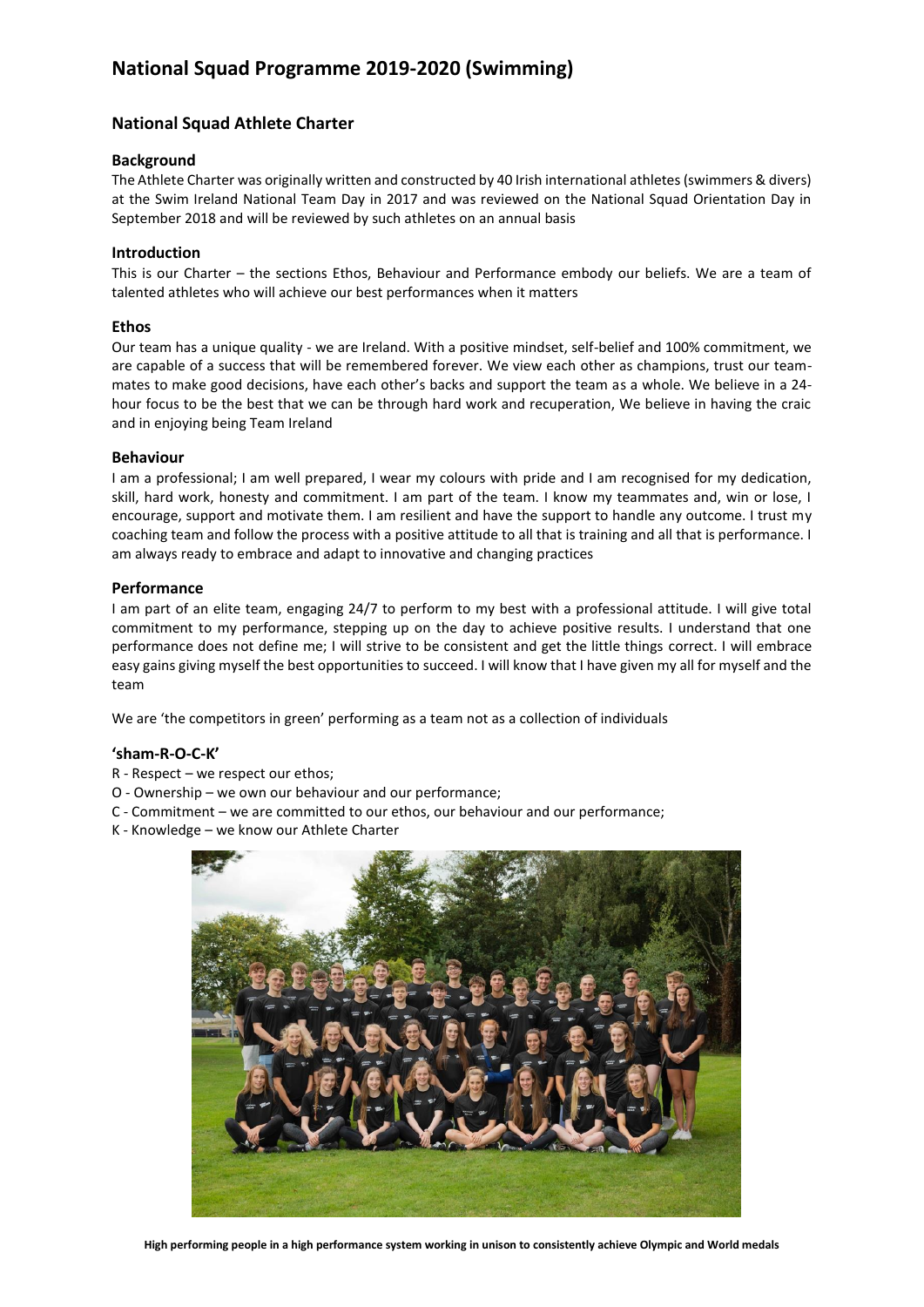# National Squad Programme 2019-2020 (Swimming)

## National Squad Athlete Charter

### Background

The Athlete Charter was originally written and constructed by 40 Irish international athletes (swimmers & divers) at the Swim Ireland National Team Day in 2017 and was reviewed on the National Squad Orientation Day in September 2018 and will be reviewed by such athletes on an annual basis

### Introduction

This is our Charter – the sections Ethos, Behaviour and Performance embody our beliefs. We are a team of talented athletes who will achieve our best performances when it matters

### Ethos

Our team has a unique quality - we are Ireland. With a positive mindset, self-belief and 100% commitment, we are capable of a success that will be remembered forever. We view each other as champions, trust our team-mates to make good decisions, have each other's backs and support the team as a whole. We believe in a 24-hour focus to be the best that we can be through hard work and recuperation, We believe in having the craic and in enjoying being Team Ireland

### Behaviour

I am a professional; I am well prepared, I wear my colours with pride and I am recognised for my dedication, skill, hard work, honesty and commitment. I am part of the team. I know my teammates and, win or lose, I encourage, support and motivate them. I am resilient and have the support to handle any outcome. I trust my coaching team and follow the process with a positive attitude to all that is training and all that is performance. I am always ready to embrace and adapt to innovative and changing practices

### Performance

I am part of an elite team, engaging 24/7 to perform to my best with a professional attitude. I will give total commitment to my performance, stepping up on the day to achieve positive results. I understand that one performance does not define me; I will strive to be consistent and get the little things correct. I will embrace easy gains giving myself the best opportunities to succeed. I will know that I have given my all for myself and the team

We are 'the competitors in green' performing as a team not as a collection of individuals

### 'sham-R-O-C-K'

- R - Respect – we respect our ethos;
- O - Ownership – we own our behaviour and our performance;
- C - Commitment – we are committed to our ethos, our behaviour and our performance;
- K - Knowledge – we know our Athlete Charter

**High performing people in a high performance system working in unison to consistently achieve Olympic and World medals**